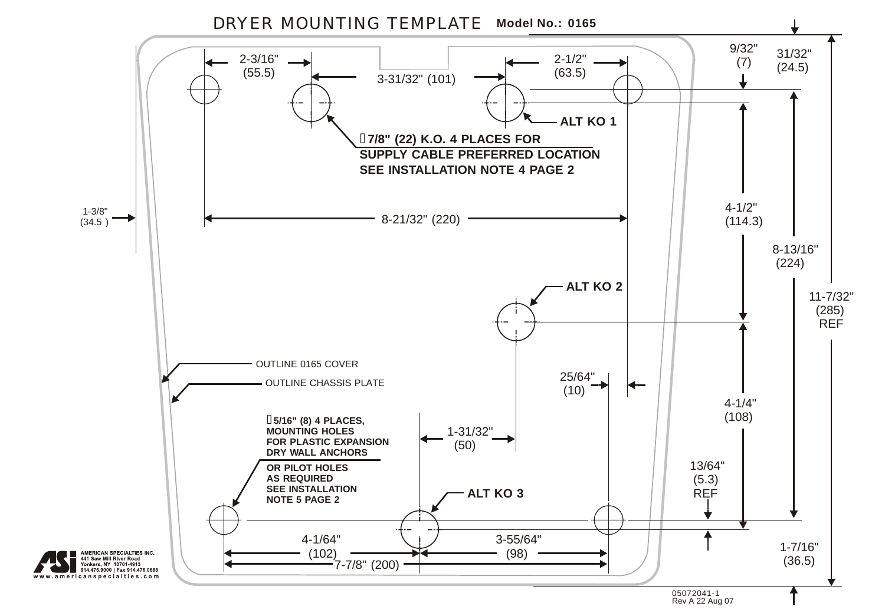# DRYER MOUNTING TEMPLATE **Model No.: 0165**

2-3/16" (55.5)

3-31/32" (101)

2-1/2" (63.5)

9/32" (7)

31/32" (24.5)

ALT KO 1

**⌀7/8" (22) K.O. 4 PLACES FOR SUPPLY CABLE PREFERRED LOCATION SEE INSTALLATION NOTE 4 PAGE 2**

1-3/8" (34.5 )

8-21/32" (220)

4-1/2" (114.3)

8-13/16" (224)

11-7/32" (285) REF

ALT KO 2

OUTLINE 0165 COVER

OUTLINE CHASSIS PLATE

25/64" (10)

4-1/4" (108)

**⌀5/16" (8) 4 PLACES, MOUNTING HOLES FOR PLASTIC EXPANSION DRY WALL ANCHORS**

**OR PILOT HOLES AS REQUIRED SEE INSTALLATION NOTE 5 PAGE 2**

1-31/32" (50)

13/64" (5.3) REF

ALT KO 3

4-1/64" (102)

3-55/64" (98)

7-7/8" (200)

1-7/16" (36.5)

AMERICAN SPECIALTIES INC.
441 Saw Mill River Road
Yonkers, NY 10701-4913
914.476.9000 | Fax 914.476.0688
www.americanspecialties.com

05072041-1
Rev A 22 Aug 07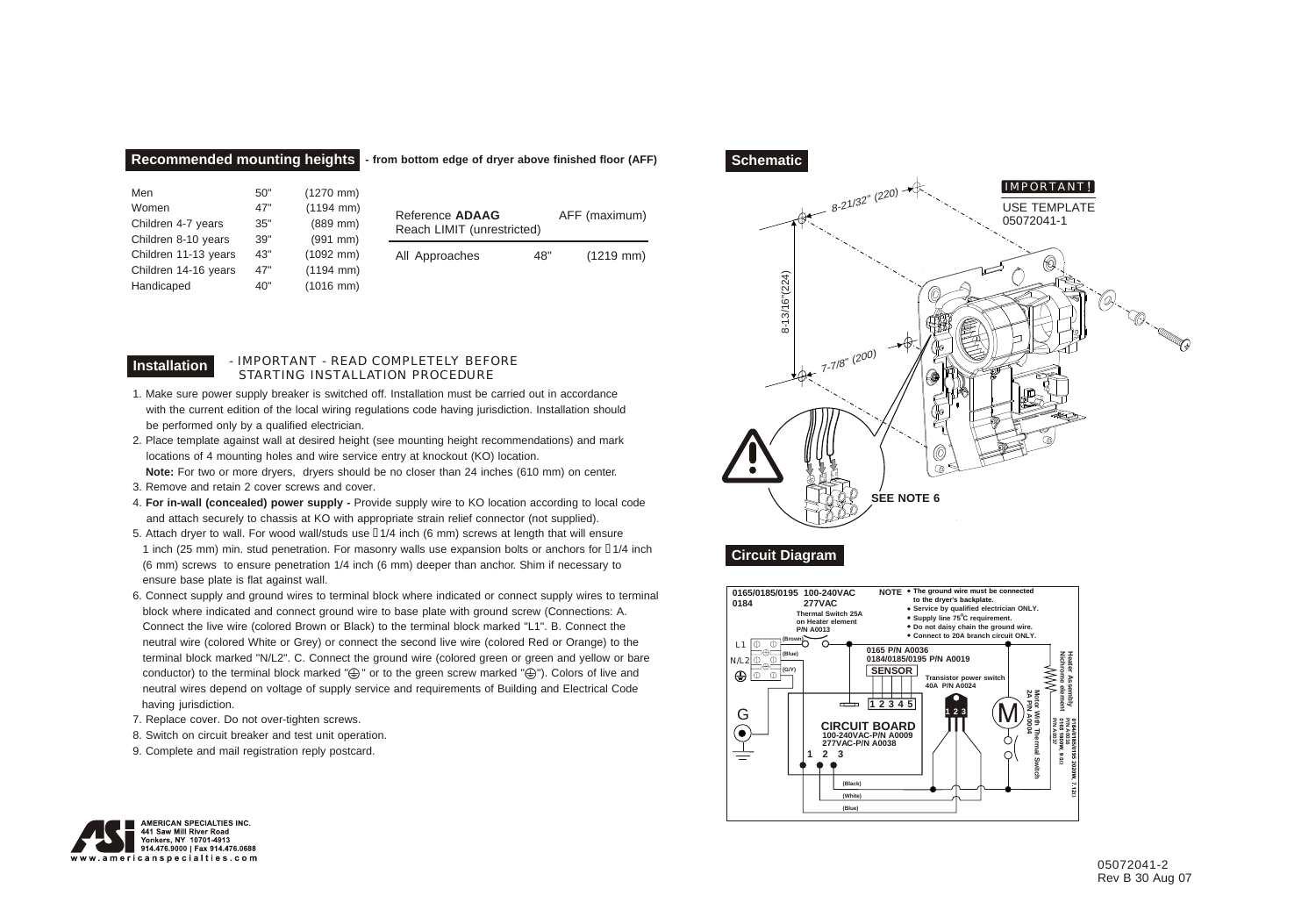## Recommended mounting heights - from bottom edge of dryer above finished floor (AFF)

| | | |
|---|---|---|
| Men | 50" | (1270 mm) |
| Women | 47" | (1194 mm) |
| Children 4-7 years | 35" | (889 mm) |
| Children 8-10 years | 39" | (991 mm) |
| Children 11-13 years | 43" | (1092 mm) |
| Children 14-16 years | 47" | (1194 mm) |
| Handicaped | 40" | (1016 mm) |

| Reference **ADAAG** Reach LIMIT (unrestricted) | | AFF (maximum) |
|---|---|---|
| All Approaches | 48" | (1219 mm) |

## Installation

- IMPORTANT - READ COMPLETELY BEFORE STARTING INSTALLATION PROCEDURE

1. Make sure power supply breaker is switched off. Installation must be carried out in accordance with the current edition of the local wiring regulations code having jurisdiction. Installation should be performed only by a qualified electrician.
2. Place template against wall at desired height (see mounting height recommendations) and mark locations of 4 mounting holes and wire service entry at knockout (KO) location.
   **Note:** For two or more dryers, dryers should be no closer than 24 inches (610 mm) on center.
3. Remove and retain 2 cover screws and cover.
4. **For in-wall (concealed) power supply -** Provide supply wire to KO location according to local code and attach securely to chassis at KO with appropriate strain relief connector (not supplied).
5. Attach dryer to wall. For wood wall/studs use 1/4 inch (6 mm) screws at length that will ensure 1 inch (25 mm) min. stud penetration. For masonry walls use expansion bolts or anchors for 1/4 inch (6 mm) screws to ensure penetration 1/4 inch (6 mm) deeper than anchor. Shim if necessary to ensure base plate is flat against wall.
6. Connect supply and ground wires to terminal block where indicated or connect supply wires to terminal block where indicated and connect ground wire to base plate with ground screw (Connections: A. Connect the live wire (colored Brown or Black) to the terminal block marked "L1". B. Connect the neutral wire (colored White or Grey) or connect the second live wire (colored Red or Orange) to the terminal block marked "N/L2". C. Connect the ground wire (colored green or green and yellow or bare conductor) to the terminal block marked "⏚" or to the green screw marked "⏚"). Colors of live and neutral wires depend on voltage of supply service and requirements of Building and Electrical Code having jurisdiction.
7. Replace cover. Do not over-tighten screws.
8. Switch on circuit breaker and test unit operation.
9. Complete and mail registration reply postcard.

## Schematic

8-21/32" (220)

8-13/16"(224)

7-7/8" (200)

IMPORTANT!

USE TEMPLATE 05072041-1

SEE NOTE 6

## Circuit Diagram

0165/0185/0195 100-240VAC
0184 277VAC

Thermal Switch 25A on Heater element P/N A0013

NOTE
- The ground wire must be connected to the dryer's backplate.
- Service by qualified electrician ONLY.
- Supply line 75°C requirement.
- Do not daisy chain the ground wire.
- Connect to 20A branch circuit ONLY.

L1 (Brown)
N/L2 (Blue)
⏚ (G/Y)

0165 P/N A0036
0184/0185/0195 P/N A0019

SENSOR

1 2 3 4 5

Transistor power switch 40A P/N A0024

Motor With Thermal Switch 2A P/N A0004

Heater Assembly Nichrome element

G

CIRCUIT BOARD
100-240VAC-P/N A0009
277VAC-P/N A0038

1 2 3

(Black)
(White)
(Blue)

AMERICAN SPECIALTIES INC.
441 Saw Mill River Road
Yonkers, NY 10701-4913
914.476.9000 | Fax 914.476.0688
www.americanspecialties.com

05072041-2
Rev B 30 Aug 07